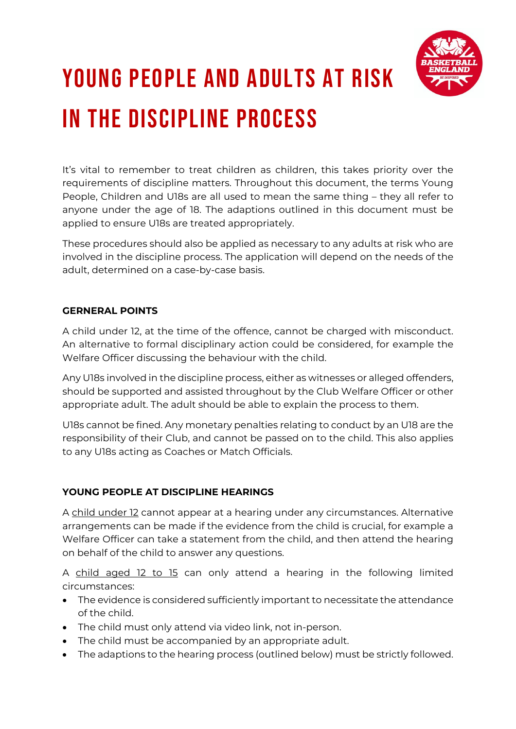# YOUNG PEOPLE AND ADULTS AT RISK IN THE DISCIPLINE PROCESS

It's vital to remember to treat children as children, this takes priority over the requirements of discipline matters. Throughout this document, the terms Young People, Children and U18s are all used to mean the same thing – they all refer to anyone under the age of 18. The adaptions outlined in this document must be applied to ensure U18s are treated appropriately.

These procedures should also be applied as necessary to any adults at risk who are involved in the discipline process. The application will depend on the needs of the adult, determined on a case-by-case basis.

## GERNERAL POINTS

A child under 12, at the time of the offence, cannot be charged with misconduct. An alternative to formal disciplinary action could be considered, for example the Welfare Officer discussing the behaviour with the child.

Any U18s involved in the discipline process, either as witnesses or alleged offenders, should be supported and assisted throughout by the Club Welfare Officer or other appropriate adult. The adult should be able to explain the process to them.

U18s cannot be fined. Any monetary penalties relating to conduct by an U18 are the responsibility of their Club, and cannot be passed on to the child. This also applies to any U18s acting as Coaches or Match Officials.

## YOUNG PEOPLE AT DISCIPLINE HEARINGS

A child under 12 cannot appear at a hearing under any circumstances. Alternative arrangements can be made if the evidence from the child is crucial, for example a Welfare Officer can take a statement from the child, and then attend the hearing on behalf of the child to answer any questions.

A child aged 12 to 15 can only attend a hearing in the following limited circumstances:

- The evidence is considered sufficiently important to necessitate the attendance of the child.
- The child must only attend via video link, not in-person.
- The child must be accompanied by an appropriate adult.
- The adaptions to the hearing process (outlined below) must be strictly followed.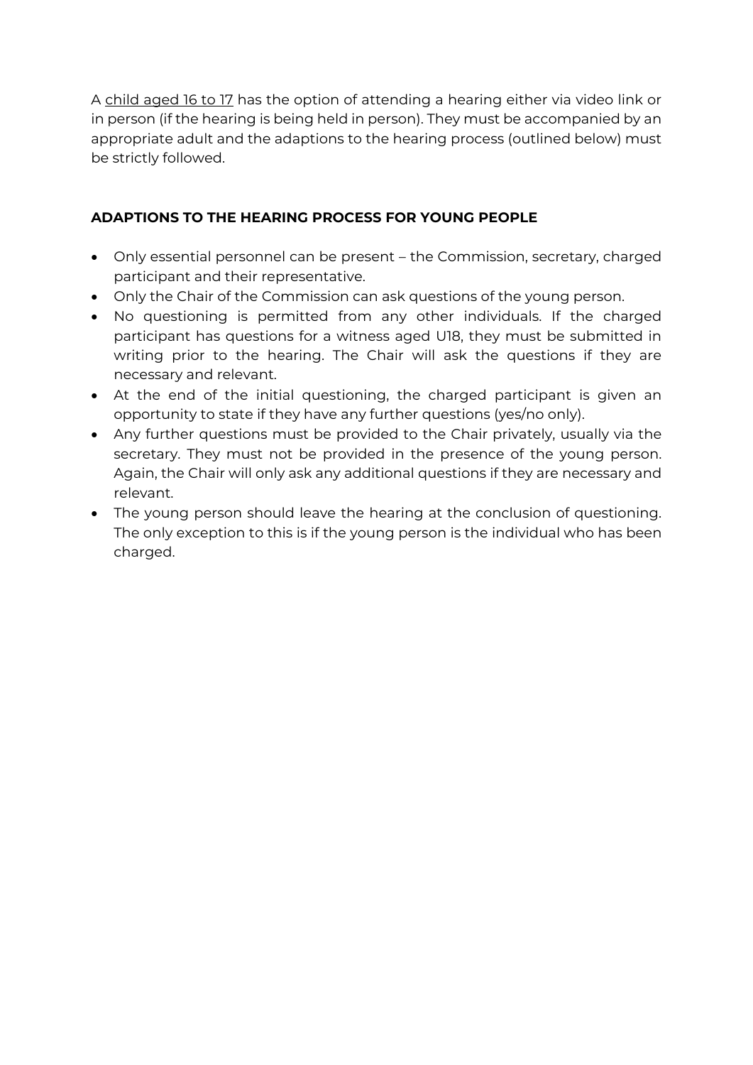A child aged 16 to 17 has the option of attending a hearing either via video link or in person (if the hearing is being held in person). They must be accompanied by an appropriate adult and the adaptions to the hearing process (outlined below) must be strictly followed.

## ADAPTIONS TO THE HEARING PROCESS FOR YOUNG PEOPLE

- Only essential personnel can be present – the Commission, secretary, charged participant and their representative.
- Only the Chair of the Commission can ask questions of the young person.
- No questioning is permitted from any other individuals. If the charged participant has questions for a witness aged U18, they must be submitted in writing prior to the hearing. The Chair will ask the questions if they are necessary and relevant.
- At the end of the initial questioning, the charged participant is given an opportunity to state if they have any further questions (yes/no only).
- Any further questions must be provided to the Chair privately, usually via the secretary. They must not be provided in the presence of the young person. Again, the Chair will only ask any additional questions if they are necessary and relevant.
- The young person should leave the hearing at the conclusion of questioning. The only exception to this is if the young person is the individual who has been charged.